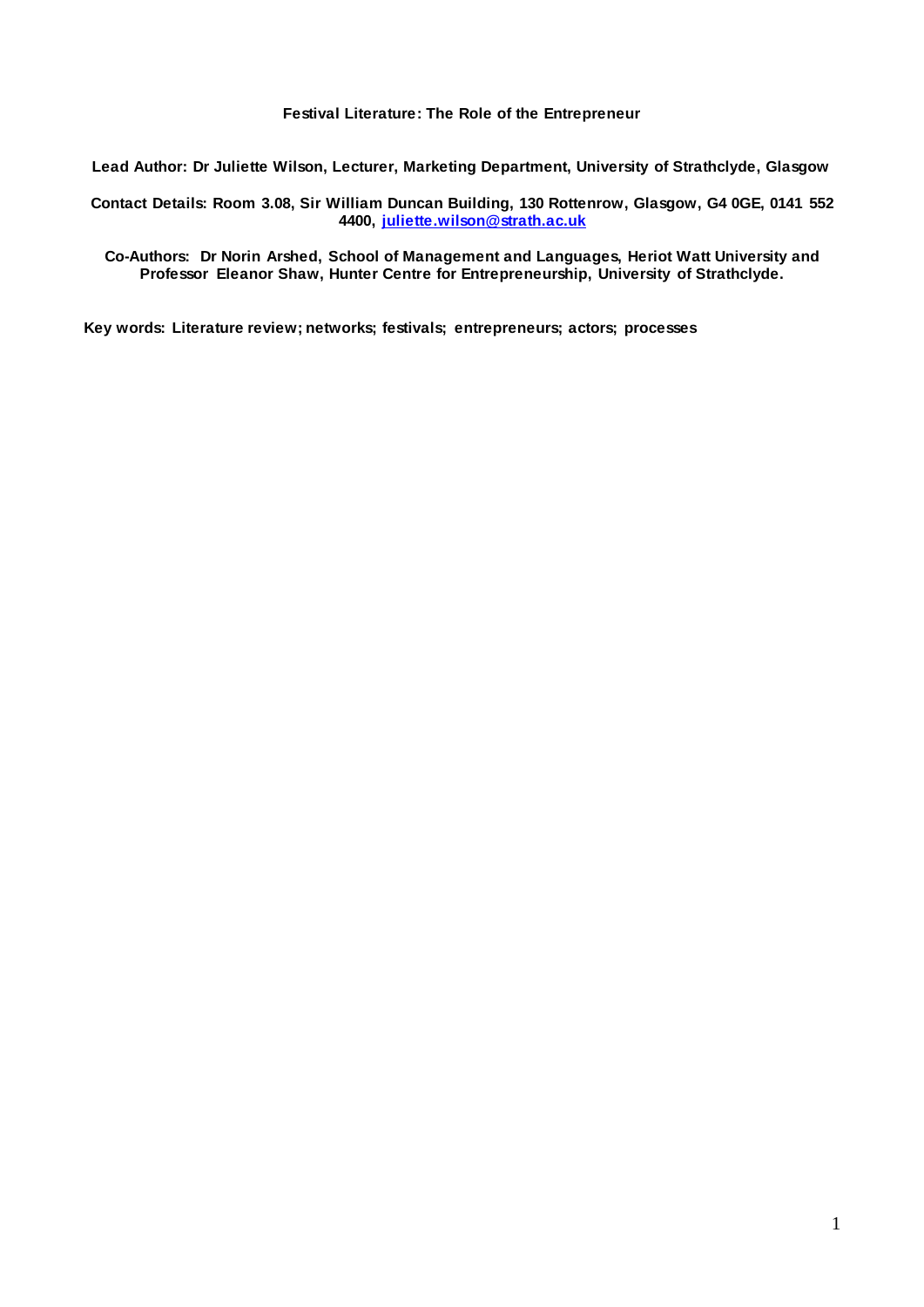# Festival Literature: The Role of the Entrepreneur

**Lead Author: Dr Juliette Wilson, Lecturer, Marketing Department, University of Strathclyde, Glasgow**

**Contact Details: Room 3.08, Sir William Duncan Building, 130 Rottenrow, Glasgow, G4 0GE, 0141 552 4400, [juliette.wilson@strath.ac.uk](mailto:juliette.wilson@strath.ac.uk)**

**Co-Authors: Dr Norin Arshed, School of Management and Languages, Heriot Watt University and Professor Eleanor Shaw, Hunter Centre for Entrepreneurship, University of Strathclyde.**

**Key words: Literature review; networks; festivals; entrepreneurs; actors; processes**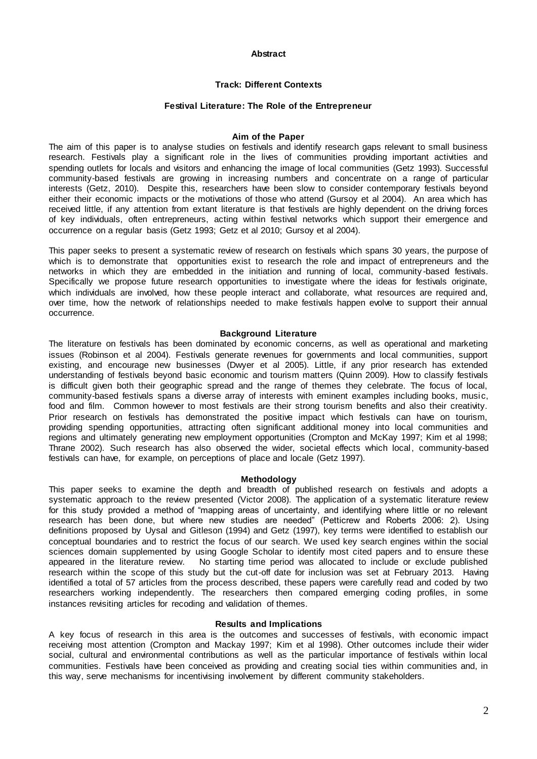**Abstract**

**Track: Different Contexts**

# Festival Literature: The Role of the Entrepreneur

## Aim of the Paper

The aim of this paper is to analyse studies on festivals and identify research gaps relevant to small business research. Festivals play a significant role in the lives of communities providing important activities and spending outlets for locals and visitors and enhancing the image of local communities (Getz 1993). Successful community-based festivals are growing in increasing numbers and concentrate on a range of particular interests (Getz, 2010). Despite this, researchers have been slow to consider contemporary festivals beyond either their economic impacts or the motivations of those who attend (Gursoy et al 2004). An area which has received little, if any attention from extant literature is that festivals are highly dependent on the driving forces of key individuals, often entrepreneurs, acting within festival networks which support their emergence and occurrence on a regular basis (Getz 1993; Getz et al 2010; Gursoy et al 2004).

This paper seeks to present a systematic review of research on festivals which spans 30 years, the purpose of which is to demonstrate that opportunities exist to research the role and impact of entrepreneurs and the networks in which they are embedded in the initiation and running of local, community-based festivals. Specifically we propose future research opportunities to investigate where the ideas for festivals originate, which individuals are involved, how these people interact and collaborate, what resources are required and, over time, how the network of relationships needed to make festivals happen evolve to support their annual occurrence.

## Background Literature

The literature on festivals has been dominated by economic concerns, as well as operational and marketing issues (Robinson et al 2004). Festivals generate revenues for governments and local communities, support existing, and encourage new businesses (Dwyer et al 2005). Little, if any prior research has extended understanding of festivals beyond basic economic and tourism matters (Quinn 2009). How to classify festivals is difficult given both their geographic spread and the range of themes they celebrate. The focus of local, community-based festivals spans a diverse array of interests with eminent examples including books, music, food and film. Common however to most festivals are their strong tourism benefits and also their creativity. Prior research on festivals has demonstrated the positive impact which festivals can have on tourism, providing spending opportunities, attracting often significant additional money into local communities and regions and ultimately generating new employment opportunities (Crompton and McKay 1997; Kim et al 1998; Thrane 2002). Such research has also observed the wider, societal effects which local, community-based festivals can have, for example, on perceptions of place and locale (Getz 1997).

## Methodology

This paper seeks to examine the depth and breadth of published research on festivals and adopts a systematic approach to the review presented (Victor 2008). The application of a systematic literature review for this study provided a method of "mapping areas of uncertainty, and identifying where little or no relevant research has been done, but where new studies are needed" (Petticrew and Roberts 2006: 2). Using definitions proposed by Uysal and Gitleson (1994) and Getz (1997), key terms were identified to establish our conceptual boundaries and to restrict the focus of our search. We used key search engines within the social sciences domain supplemented by using Google Scholar to identify most cited papers and to ensure these appeared in the literature review. No starting time period was allocated to include or exclude published research within the scope of this study but the cut-off date for inclusion was set at February 2013. Having identified a total of 57 articles from the process described, these papers were carefully read and coded by two researchers working independently. The researchers then compared emerging coding profiles, in some instances revisiting articles for recoding and validation of themes.

## Results and Implications

A key focus of research in this area is the outcomes and successes of festivals, with economic impact receiving most attention (Crompton and Mackay 1997; Kim et al 1998). Other outcomes include their wider social, cultural and environmental contributions as well as the particular importance of festivals within local communities. Festivals have been conceived as providing and creating social ties within communities and, in this way, serve mechanisms for incentivising involvement by different community stakeholders.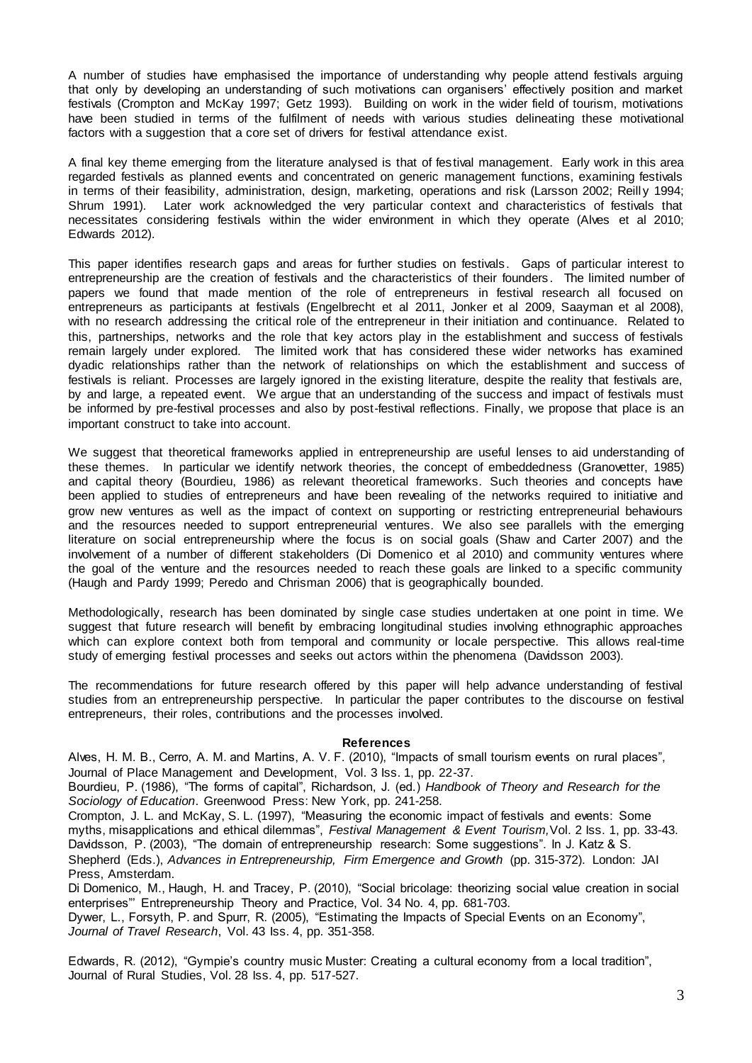A number of studies have emphasised the importance of understanding why people attend festivals arguing that only by developing an understanding of such motivations can organisers' effectively position and market festivals (Crompton and McKay 1997; Getz 1993). Building on work in the wider field of tourism, motivations have been studied in terms of the fulfilment of needs with various studies delineating these motivational factors with a suggestion that a core set of drivers for festival attendance exist.

A final key theme emerging from the literature analysed is that of festival management. Early work in this area regarded festivals as planned events and concentrated on generic management functions, examining festivals in terms of their feasibility, administration, design, marketing, operations and risk (Larsson 2002; Reilly 1994; Shrum 1991). Later work acknowledged the very particular context and characteristics of festivals that necessitates considering festivals within the wider environment in which they operate (Alves et al 2010; Edwards 2012).

This paper identifies research gaps and areas for further studies on festivals. Gaps of particular interest to entrepreneurship are the creation of festivals and the characteristics of their founders. The limited number of papers we found that made mention of the role of entrepreneurs in festival research all focused on entrepreneurs as participants at festivals (Engelbrecht et al 2011, Jonker et al 2009, Saayman et al 2008), with no research addressing the critical role of the entrepreneur in their initiation and continuance. Related to this, partnerships, networks and the role that key actors play in the establishment and success of festivals remain largely under explored. The limited work that has considered these wider networks has examined dyadic relationships rather than the network of relationships on which the establishment and success of festivals is reliant. Processes are largely ignored in the existing literature, despite the reality that festivals are, by and large, a repeated event. We argue that an understanding of the success and impact of festivals must be informed by pre-festival processes and also by post-festival reflections. Finally, we propose that place is an important construct to take into account.

We suggest that theoretical frameworks applied in entrepreneurship are useful lenses to aid understanding of these themes. In particular we identify network theories, the concept of embeddedness (Granovetter, 1985) and capital theory (Bourdieu, 1986) as relevant theoretical frameworks. Such theories and concepts have been applied to studies of entrepreneurs and have been revealing of the networks required to initiative and grow new ventures as well as the impact of context on supporting or restricting entrepreneurial behaviours and the resources needed to support entrepreneurial ventures. We also see parallels with the emerging literature on social entrepreneurship where the focus is on social goals (Shaw and Carter 2007) and the involvement of a number of different stakeholders (Di Domenico et al 2010) and community ventures where the goal of the venture and the resources needed to reach these goals are linked to a specific community (Haugh and Pardy 1999; Peredo and Chrisman 2006) that is geographically bounded.

Methodologically, research has been dominated by single case studies undertaken at one point in time. We suggest that future research will benefit by embracing longitudinal studies involving ethnographic approaches which can explore context both from temporal and community or locale perspective. This allows real-time study of emerging festival processes and seeks out actors within the phenomena (Davidsson 2003).

The recommendations for future research offered by this paper will help advance understanding of festival studies from an entrepreneurship perspective. In particular the paper contributes to the discourse on festival entrepreneurs, their roles, contributions and the processes involved.

**References**

Alves, H. M. B., Cerro, A. M. and Martins, A. V. F. (2010), "Impacts of small tourism events on rural places", Journal of Place Management and Development, Vol. 3 Iss. 1, pp. 22-37.

Bourdieu, P. (1986), "The forms of capital", Richardson, J. (ed.) *Handbook of Theory and Research for the Sociology of Education*. Greenwood Press: New York, pp. 241-258.

Crompton, J. L. and McKay, S. L. (1997), "Measuring the economic impact of festivals and events: Some myths, misapplications and ethical dilemmas", *Festival Management & Event Tourism,* Vol. 2 Iss. 1, pp. 33-43.

Davidsson, P. (2003), "The domain of entrepreneurship research: Some suggestions". In J. Katz & S. Shepherd (Eds.), *Advances in Entrepreneurship, Firm Emergence and Growth* (pp. 315-372). London: JAI Press, Amsterdam.

Di Domenico, M., Haugh, H. and Tracey, P. (2010), "Social bricolage: theorizing social value creation in social enterprises"' Entrepreneurship Theory and Practice, Vol. 34 No. 4, pp. 681-703.

Dywer, L., Forsyth, P. and Spurr, R. (2005), "Estimating the Impacts of Special Events on an Economy", *Journal of Travel Research*, Vol. 43 Iss. 4, pp. 351-358.

Edwards, R. (2012), "Gympie's country music Muster: Creating a cultural economy from a local tradition", Journal of Rural Studies, Vol. 28 Iss. 4, pp. 517-527.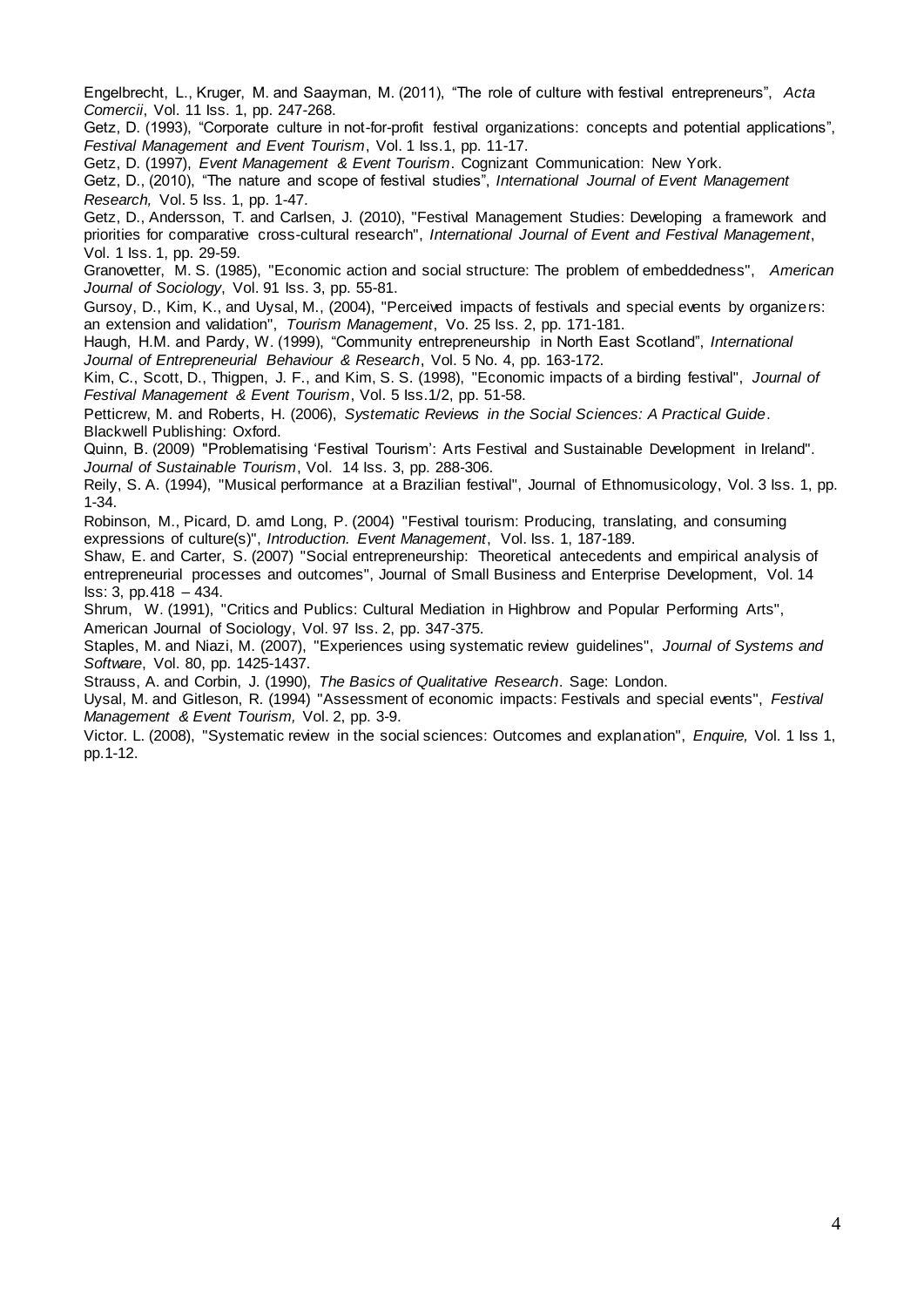Engelbrecht, L., Kruger, M. and Saayman, M. (2011), "The role of culture with festival entrepreneurs", *Acta Comercii*, Vol. 11 Iss. 1, pp. 247-268.

Getz, D. (1993), "Corporate culture in not-for-profit festival organizations: concepts and potential applications", *Festival Management and Event Tourism*, Vol. 1 Iss.1, pp. 11-17.

Getz, D. (1997), *Event Management & Event Tourism*. Cognizant Communication: New York.

Getz, D., (2010), "The nature and scope of festival studies", *International Journal of Event Management Research,* Vol. 5 Iss. 1, pp. 1-47.

Getz, D., Andersson, T. and Carlsen, J. (2010), "Festival Management Studies: Developing a framework and priorities for comparative cross-cultural research", *International Journal of Event and Festival Management*, Vol. 1 Iss. 1, pp. 29-59.

Granovetter, M. S. (1985), "Economic action and social structure: The problem of embeddedness", *American Journal of Sociology*, Vol. 91 Iss. 3, pp. 55-81.

Gursoy, D., Kim, K., and Uysal, M., (2004), "Perceived impacts of festivals and special events by organizers: an extension and validation", *Tourism Management*, Vo. 25 Iss. 2, pp. 171-181.

Haugh, H.M. and Pardy, W. (1999), "Community entrepreneurship in North East Scotland", *International Journal of Entrepreneurial Behaviour & Research*, Vol. 5 No. 4, pp. 163-172.

Kim, C., Scott, D., Thigpen, J. F., and Kim, S. S. (1998), "Economic impacts of a birding festival", *Journal of Festival Management & Event Tourism*, Vol. 5 Iss.1/2, pp. 51-58.

Petticrew, M. and Roberts, H. (2006), *Systematic Reviews in the Social Sciences: A Practical Guide*. Blackwell Publishing: Oxford.

Quinn, B. (2009) "Problematising 'Festival Tourism': Arts Festival and Sustainable Development in Ireland". *Journal of Sustainable Tourism*, Vol. 14 Iss. 3, pp. 288-306.

Reily, S. A. (1994), "Musical performance at a Brazilian festival", Journal of Ethnomusicology, Vol. 3 Iss. 1, pp. 1-34.

Robinson, M., Picard, D. amd Long, P. (2004) "Festival tourism: Producing, translating, and consuming expressions of culture(s)", *Introduction. Event Management*, Vol. Iss. 1, 187-189.

Shaw, E. and Carter, S. (2007) "Social entrepreneurship: Theoretical antecedents and empirical analysis of entrepreneurial processes and outcomes", Journal of Small Business and Enterprise Development, Vol. 14 Iss: 3, pp.418 – 434.

Shrum, W. (1991), "Critics and Publics: Cultural Mediation in Highbrow and Popular Performing Arts", American Journal of Sociology, Vol. 97 Iss. 2, pp. 347-375.

Staples, M. and Niazi, M. (2007), "Experiences using systematic review guidelines", *Journal of Systems and Software*, Vol. 80, pp. 1425-1437.

Strauss, A. and Corbin, J. (1990), *The Basics of Qualitative Research*. Sage: London.

Uysal, M. and Gitleson, R. (1994) "Assessment of economic impacts: Festivals and special events", *Festival Management & Event Tourism,* Vol. 2, pp. 3-9.

Victor. L. (2008), "Systematic review in the social sciences: Outcomes and explanation", *Enquire,* Vol. 1 Iss 1, pp.1-12.